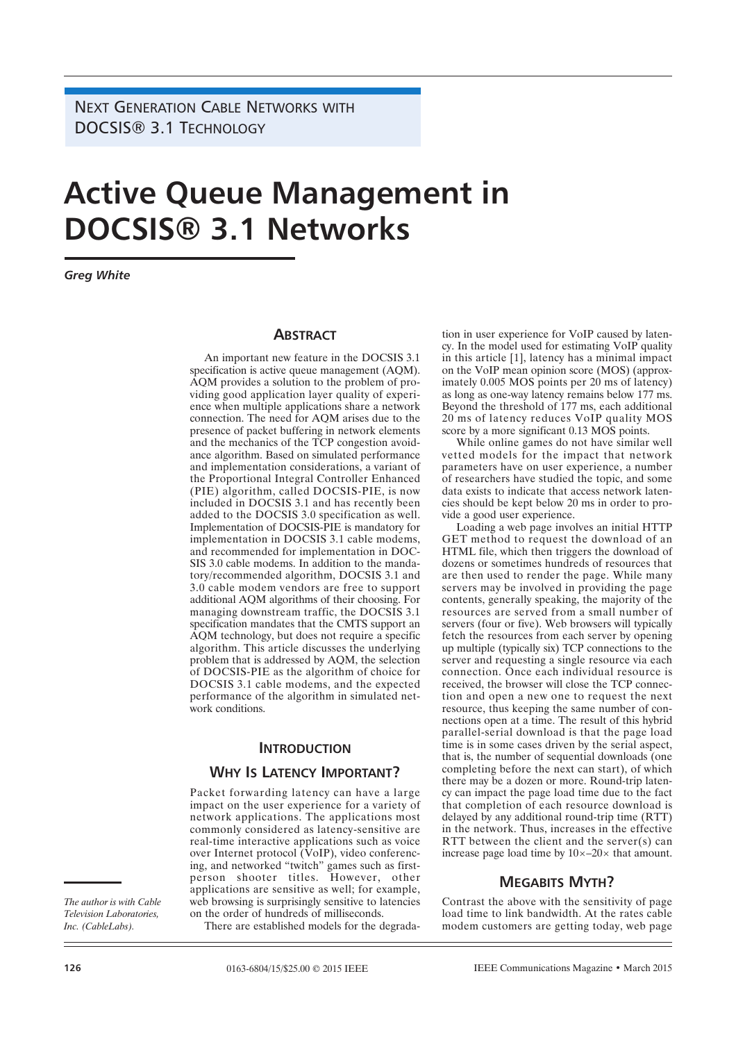NEXT GENERATION CABLE NETWORKS WITH DOCSIS® 3.1 TECHNOLOGY

# Active Queue Management in DOCSIS® 3.1 Networks

*Greg White*

## ABSTRACT

An important new feature in the DOCSIS 3.1 specification is active queue management (AQM). AQM provides a solution to the problem of providing good application layer quality of experience when multiple applications share a network connection. The need for AQM arises due to the presence of packet buffering in network elements and the mechanics of the TCP congestion avoidance algorithm. Based on simulated performance and implementation considerations, a variant of the Proportional Integral Controller Enhanced (PIE) algorithm, called DOCSIS-PIE, is now included in DOCSIS 3.1 and has recently been added to the DOCSIS 3.0 specification as well. Implementation of DOCSIS-PIE is mandatory for implementation in DOCSIS 3.1 cable modems, and recommended for implementation in DOCSIS 3.0 cable modems. In addition to the mandatory/recommended algorithm, DOCSIS 3.1 and 3.0 cable modem vendors are free to support additional AQM algorithms of their choosing. For managing downstream traffic, the DOCSIS 3.1 specification mandates that the CMTS support an AQM technology, but does not require a specific algorithm. This article discusses the underlying problem that is addressed by AQM, the selection of DOCSIS-PIE as the algorithm of choice for DOCSIS 3.1 cable modems, and the expected performance of the algorithm in simulated network conditions.

## INTRODUCTION

### WHY IS LATENCY IMPORTANT?

Packet forwarding latency can have a large impact on the user experience for a variety of network applications. The applications most commonly considered as latency-sensitive are real-time interactive applications such as voice over Internet protocol (VoIP), video conferencing, and networked "twitch" games such as first-person shooter titles. However, other applications are sensitive as well; for example, web browsing is surprisingly sensitive to latencies on the order of hundreds of milliseconds.

There are established models for the degradation in user experience for VoIP caused by latency. In the model used for estimating VoIP quality in this article [1], latency has a minimal impact on the VoIP mean opinion score (MOS) (approximately 0.005 MOS points per 20 ms of latency) as long as one-way latency remains below 177 ms. Beyond the threshold of 177 ms, each additional 20 ms of latency reduces VoIP quality MOS score by a more significant 0.13 MOS points.

While online games do not have similar well vetted models for the impact that network parameters have on user experience, a number of researchers have studied the topic, and some data exists to indicate that access network latencies should be kept below 20 ms in order to provide a good user experience.

Loading a web page involves an initial HTTP GET method to request the download of an HTML file, which then triggers the download of dozens or sometimes hundreds of resources that are then used to render the page. While many servers may be involved in providing the page contents, generally speaking, the majority of the resources are served from a small number of servers (four or five). Web browsers will typically fetch the resources from each server by opening up multiple (typically six) TCP connections to the server and requesting a single resource via each connection. Once each individual resource is received, the browser will close the TCP connection and open a new one to request the next resource, thus keeping the same number of connections open at a time. The result of this hybrid parallel-serial download is that the page load time is in some cases driven by the serial aspect, that is, the number of sequential downloads (one completing before the next can start), of which there may be a dozen or more. Round-trip latency can impact the page load time due to the fact that completion of each resource download is delayed by any additional round-trip time (RTT) in the network. Thus, increases in the effective RTT between the client and the server(s) can increase page load time by 10×–20× that amount.

### MEGABITS MYTH?

Contrast the above with the sensitivity of page load time to link bandwidth. At the rates cable modem customers are getting today, web page

*The author is with Cable Television Laboratories, Inc. (CableLabs).*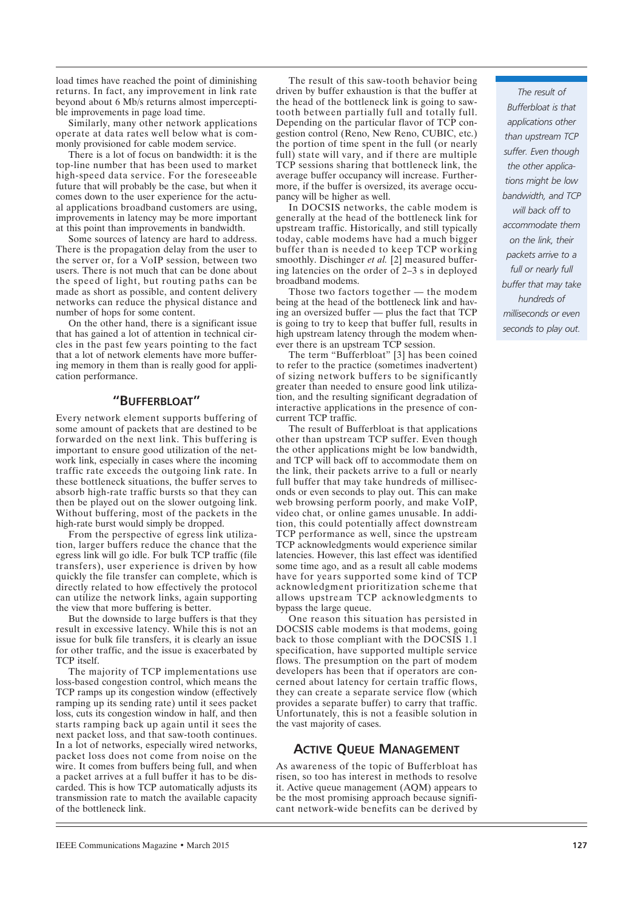load times have reached the point of diminishing returns. In fact, any improvement in link rate beyond about 6 Mb/s returns almost imperceptible improvements in page load time.

Similarly, many other network applications operate at data rates well below what is commonly provisioned for cable modem service.

There is a lot of focus on bandwidth: it is the top-line number that has been used to market high-speed data service. For the foreseeable future that will probably be the case, but when it comes down to the user experience for the actual applications broadband customers are using, improvements in latency may be more important at this point than improvements in bandwidth.

Some sources of latency are hard to address. There is the propagation delay from the user to the server or, for a VoIP session, between two users. There is not much that can be done about the speed of light, but routing paths can be made as short as possible, and content delivery networks can reduce the physical distance and number of hops for some content.

On the other hand, there is a significant issue that has gained a lot of attention in technical circles in the past few years pointing to the fact that a lot of network elements have more buffering memory in them than is really good for application performance.

## "Bufferbloat"

Every network element supports buffering of some amount of packets that are destined to be forwarded on the next link. This buffering is important to ensure good utilization of the network link, especially in cases where the incoming traffic rate exceeds the outgoing link rate. In these bottleneck situations, the buffer serves to absorb high-rate traffic bursts so that they can then be played out on the slower outgoing link. Without buffering, most of the packets in the high-rate burst would simply be dropped.

From the perspective of egress link utilization, larger buffers reduce the chance that the egress link will go idle. For bulk TCP traffic (file transfers), user experience is driven by how quickly the file transfer can complete, which is directly related to how effectively the protocol can utilize the network links, again supporting the view that more buffering is better.

But the downside to large buffers is that they result in excessive latency. While this is not an issue for bulk file transfers, it is clearly an issue for other traffic, and the issue is exacerbated by TCP itself.

The majority of TCP implementations use loss-based congestion control, which means the TCP ramps up its congestion window (effectively ramping up its sending rate) until it sees packet loss, cuts its congestion window in half, and then starts ramping back up again until it sees the next packet loss, and that saw-tooth continues. In a lot of networks, especially wired networks, packet loss does not come from noise on the wire. It comes from buffers being full, and when a packet arrives at a full buffer it has to be discarded. This is how TCP automatically adjusts its transmission rate to match the available capacity of the bottleneck link.

The result of this saw-tooth behavior being driven by buffer exhaustion is that the buffer at the head of the bottleneck link is going to saw-tooth between partially full and totally full. Depending on the particular flavor of TCP congestion control (Reno, New Reno, CUBIC, etc.) the portion of time spent in the full (or nearly full) state will vary, and if there are multiple TCP sessions sharing that bottleneck link, the average buffer occupancy will increase. Furthermore, if the buffer is oversized, its average occupancy will be higher as well.

In DOCSIS networks, the cable modem is generally at the head of the bottleneck link for upstream traffic. Historically, and still typically today, cable modems have had a much bigger buffer than is needed to keep TCP working smoothly. Dischinger *et al.* [2] measured buffering latencies on the order of 2–3 s in deployed broadband modems.

Those two factors together — the modem being at the head of the bottleneck link and having an oversized buffer — plus the fact that TCP is going to try to keep that buffer full, results in high upstream latency through the modem whenever there is an upstream TCP session.

The term "Bufferbloat" [3] has been coined to refer to the practice (sometimes inadvertent) of sizing network buffers to be significantly greater than needed to ensure good link utilization, and the resulting significant degradation of interactive applications in the presence of concurrent TCP traffic.

The result of Bufferbloat is that applications other than upstream TCP suffer. Even though the other applications might be low bandwidth, and TCP will back off to accommodate them on the link, their packets arrive to a full or nearly full buffer that may take hundreds of milliseconds or even seconds to play out. This can make web browsing perform poorly, and make VoIP, video chat, or online games unusable. In addition, this could potentially affect downstream TCP performance as well, since the upstream TCP acknowledgments would experience similar latencies. However, this last effect was identified some time ago, and as a result all cable modems have for years supported some kind of TCP acknowledgment prioritization scheme that allows upstream TCP acknowledgments to bypass the large queue.

One reason this situation has persisted in DOCSIS cable modems is that modems, going back to those compliant with the DOCSIS 1.1 specification, have supported multiple service flows. The presumption on the part of modem developers has been that if operators are concerned about latency for certain traffic flows, they can create a separate service flow (which provides a separate buffer) to carry that traffic. Unfortunately, this is not a feasible solution in the vast majority of cases.

*The result of Bufferbloat is that applications other than upstream TCP suffer. Even though the other applications might be low bandwidth, and TCP will back off to accommodate them on the link, their packets arrive to a full or nearly full buffer that may take hundreds of milliseconds or even seconds to play out.*

## Active Queue Management

As awareness of the topic of Bufferbloat has risen, so too has interest in methods to resolve it. Active queue management (AQM) appears to be the most promising approach because significant network-wide benefits can be derived by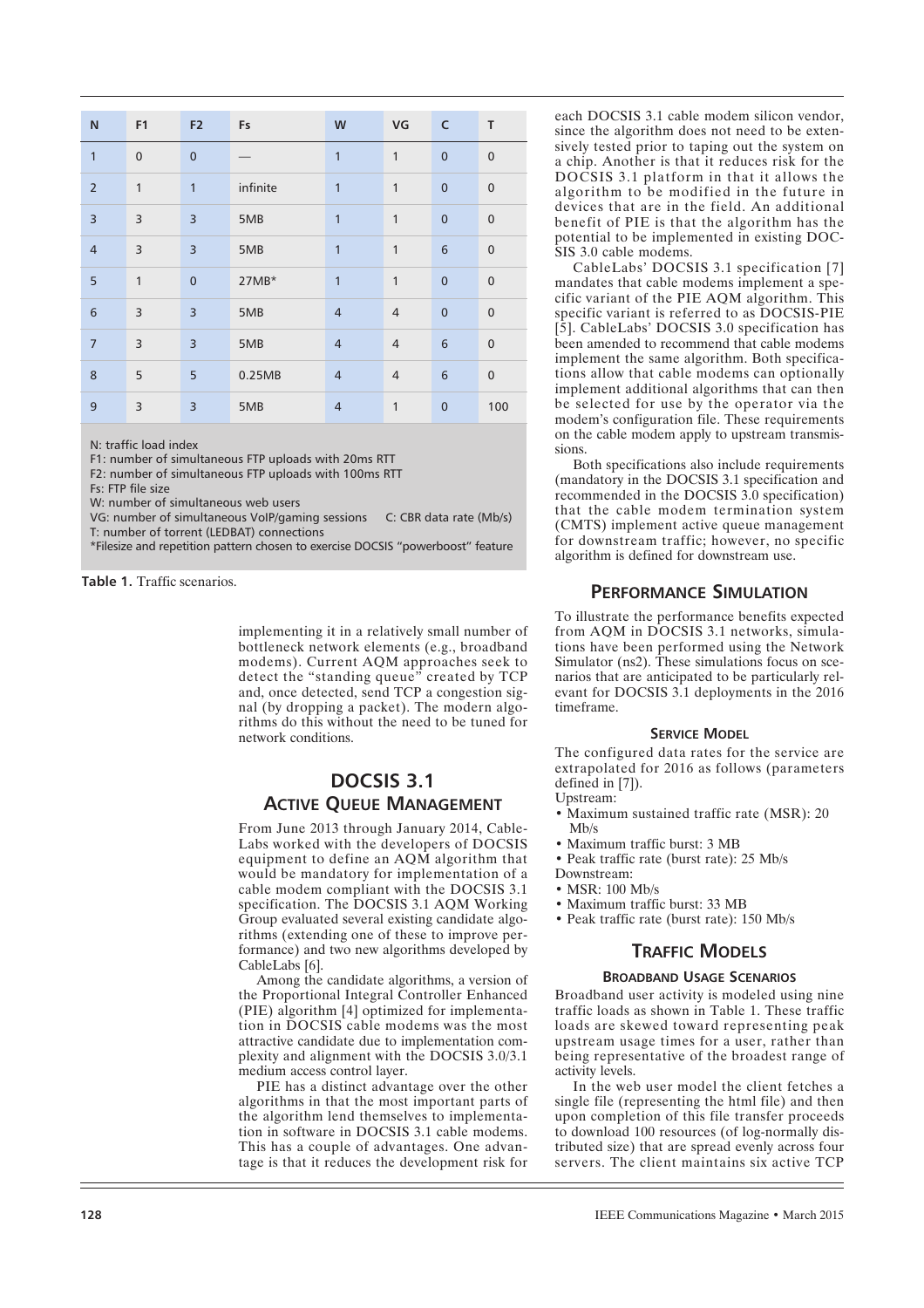| N | F1 | F2 | Fs | W | VG | C | T |
|---|---|---|---|---|---|---|---|
| 1 | 0 | 0 | — | 1 | 1 | 0 | 0 |
| 2 | 1 | 1 | infinite | 1 | 1 | 0 | 0 |
| 3 | 3 | 3 | 5MB | 1 | 1 | 0 | 0 |
| 4 | 3 | 3 | 5MB | 1 | 1 | 6 | 0 |
| 5 | 1 | 0 | 27MB* | 1 | 1 | 0 | 0 |
| 6 | 3 | 3 | 5MB | 4 | 4 | 0 | 0 |
| 7 | 3 | 3 | 5MB | 4 | 4 | 6 | 0 |
| 8 | 5 | 5 | 0.25MB | 4 | 4 | 6 | 0 |
| 9 | 3 | 3 | 5MB | 4 | 1 | 0 | 100 |

N: traffic load index
F1: number of simultaneous FTP uploads with 20ms RTT
F2: number of simultaneous FTP uploads with 100ms RTT
Fs: FTP file size
W: number of simultaneous web users
VG: number of simultaneous VoIP/gaming sessions C: CBR data rate (Mb/s)
T: number of torrent (LEDBAT) connections
*Filesize and repetition pattern chosen to exercise DOCSIS "powerboost" feature

**Table 1.** Traffic scenarios.

implementing it in a relatively small number of bottleneck network elements (e.g., broadband modems). Current AQM approaches seek to detect the "standing queue" created by TCP and, once detected, send TCP a congestion signal (by dropping a packet). The modern algorithms do this without the need to be tuned for network conditions.

## DOCSIS 3.1 Active Queue Management

From June 2013 through January 2014, CableLabs worked with the developers of DOCSIS equipment to define an AQM algorithm that would be mandatory for implementation of a cable modem compliant with the DOCSIS 3.1 specification. The DOCSIS 3.1 AQM Working Group evaluated several existing candidate algorithms (extending one of these to improve performance) and two new algorithms developed by CableLabs [6].

Among the candidate algorithms, a version of the Proportional Integral Controller Enhanced (PIE) algorithm [4] optimized for implementation in DOCSIS cable modems was the most attractive candidate due to implementation complexity and alignment with the DOCSIS 3.0/3.1 medium access control layer.

PIE has a distinct advantage over the other algorithms in that the most important parts of the algorithm lend themselves to implementation in software in DOCSIS 3.1 cable modems. This has a couple of advantages. One advantage is that it reduces the development risk for each DOCSIS 3.1 cable modem silicon vendor, since the algorithm does not need to be extensively tested prior to taping out the system on a chip. Another is that it reduces risk for the DOCSIS 3.1 platform in that it allows the algorithm to be modified in the future in devices that are in the field. An additional benefit of PIE is that the algorithm has the potential to be implemented in existing DOCSIS 3.0 cable modems.

CableLabs' DOCSIS 3.1 specification [7] mandates that cable modems implement a specific variant of the PIE AQM algorithm. This specific variant is referred to as DOCSIS-PIE [5]. CableLabs' DOCSIS 3.0 specification has been amended to recommend that cable modems implement the same algorithm. Both specifications allow that cable modems can optionally implement additional algorithms that can then be selected for use by the operator via the modem's configuration file. These requirements on the cable modem apply to upstream transmissions.

Both specifications also include requirements (mandatory in the DOCSIS 3.1 specification and recommended in the DOCSIS 3.0 specification) that the cable modem termination system (CMTS) implement active queue management for downstream traffic; however, no specific algorithm is defined for downstream use.

## Performance Simulation

To illustrate the performance benefits expected from AQM in DOCSIS 3.1 networks, simulations have been performed using the Network Simulator (ns2). These simulations focus on scenarios that are anticipated to be particularly relevant for DOCSIS 3.1 deployments in the 2016 timeframe.

### Service Model

The configured data rates for the service are extrapolated for 2016 as follows (parameters defined in [7]).

Upstream:
- Maximum sustained traffic rate (MSR): 20 Mb/s
- Maximum traffic burst: 3 MB
- Peak traffic rate (burst rate): 25 Mb/s

Downstream:
- MSR: 100 Mb/s
- Maximum traffic burst: 33 MB
- Peak traffic rate (burst rate): 150 Mb/s

## Traffic Models

### Broadband Usage Scenarios

Broadband user activity is modeled using nine traffic loads as shown in Table 1. These traffic loads are skewed toward representing peak upstream usage times for a user, rather than being representative of the broadest range of activity levels.

In the web user model the client fetches a single file (representing the html file) and then upon completion of this file transfer proceeds to download 100 resources (of log-normally distributed size) that are spread evenly across four servers. The client maintains six active TCP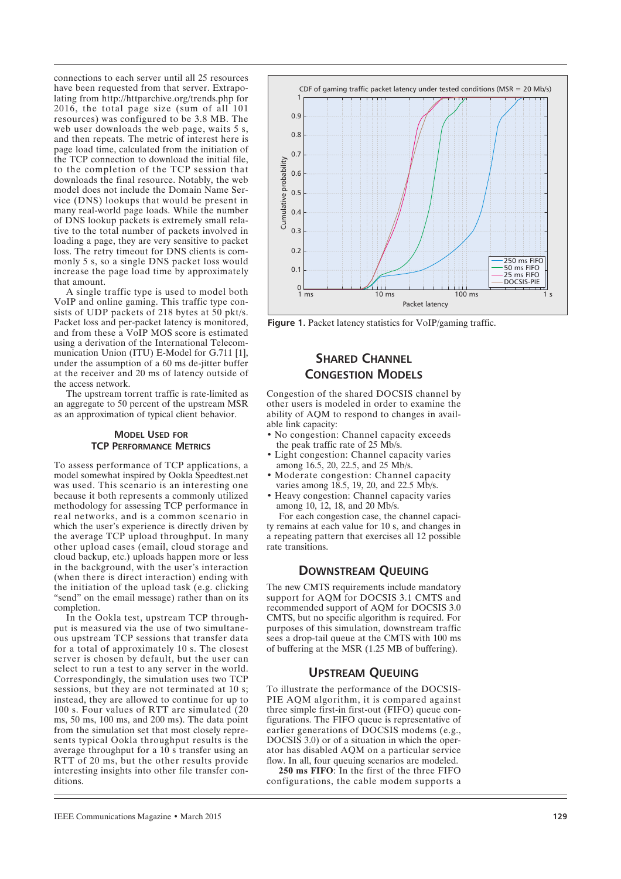connections to each server until all 25 resources have been requested from that server. Extrapolating from http://httparchive.org/trends.php for 2016, the total page size (sum of all 101 resources) was configured to be 3.8 MB. The web user downloads the web page, waits 5 s, and then repeats. The metric of interest here is page load time, calculated from the initiation of the TCP connection to download the initial file, to the completion of the TCP session that downloads the final resource. Notably, the web model does not include the Domain Name Service (DNS) lookups that would be present in many real-world page loads. While the number of DNS lookup packets is extremely small relative to the total number of packets involved in loading a page, they are very sensitive to packet loss. The retry timeout for DNS clients is commonly 5 s, so a single DNS packet loss would increase the page load time by approximately that amount.

A single traffic type is used to model both VoIP and online gaming. This traffic type consists of UDP packets of 218 bytes at 50 pkt/s. Packet loss and per-packet latency is monitored, and from these a VoIP MOS score is estimated using a derivation of the International Telecommunication Union (ITU) E-Model for G.711 [1], under the assumption of a 60 ms de-jitter buffer at the receiver and 20 ms of latency outside of the access network.

The upstream torrent traffic is rate-limited as an aggregate to 50 percent of the upstream MSR as an approximation of typical client behavior.

### Model Used for TCP Performance Metrics

To assess performance of TCP applications, a model somewhat inspired by Ookla Speedtest.net was used. This scenario is an interesting one because it both represents a commonly utilized methodology for assessing TCP performance in real networks, and is a common scenario in which the user's experience is directly driven by the average TCP upload throughput. In many other upload cases (email, cloud storage and cloud backup, etc.) uploads happen more or less in the background, with the user's interaction (when there is direct interaction) ending with the initiation of the upload task (e.g. clicking "send" on the email message) rather than on its completion.

In the Ookla test, upstream TCP throughput is measured via the use of two simultaneous upstream TCP sessions that transfer data for a total of approximately 10 s. The closest server is chosen by default, but the user can select to run a test to any server in the world. Correspondingly, the simulation uses two TCP sessions, but they are not terminated at 10 s; instead, they are allowed to continue for up to 100 s. Four values of RTT are simulated (20 ms, 50 ms, 100 ms, and 200 ms). The data point from the simulation set that most closely represents typical Ookla throughput results is the average throughput for a 10 s transfer using an RTT of 20 ms, but the other results provide interesting insights into other file transfer conditions.

**Figure 1.** Packet latency statistics for VoIP/gaming traffic.

## Shared Channel Congestion Models

Congestion of the shared DOCSIS channel by other users is modeled in order to examine the ability of AQM to respond to changes in available link capacity:

- No congestion: Channel capacity exceeds the peak traffic rate of 25 Mb/s.
- Light congestion: Channel capacity varies among 16.5, 20, 22.5, and 25 Mb/s.
- Moderate congestion: Channel capacity varies among 18.5, 19, 20, and 22.5 Mb/s.
- Heavy congestion: Channel capacity varies among 10, 12, 18, and 20 Mb/s.

For each congestion case, the channel capacity remains at each value for 10 s, and changes in a repeating pattern that exercises all 12 possible rate transitions.

## Downstream Queuing

The new CMTS requirements include mandatory support for AQM for DOCSIS 3.1 CMTS and recommended support of AQM for DOCSIS 3.0 CMTS, but no specific algorithm is required. For purposes of this simulation, downstream traffic sees a drop-tail queue at the CMTS with 100 ms of buffering at the MSR (1.25 MB of buffering).

## Upstream Queuing

To illustrate the performance of the DOCSIS-PIE AQM algorithm, it is compared against three simple first-in first-out (FIFO) queue configurations. The FIFO queue is representative of earlier generations of DOCSIS modems (e.g., DOCSIS 3.0) or of a situation in which the operator has disabled AQM on a particular service flow. In all, four queuing scenarios are modeled.

**250 ms FIFO**: In the first of the three FIFO configurations, the cable modem supports a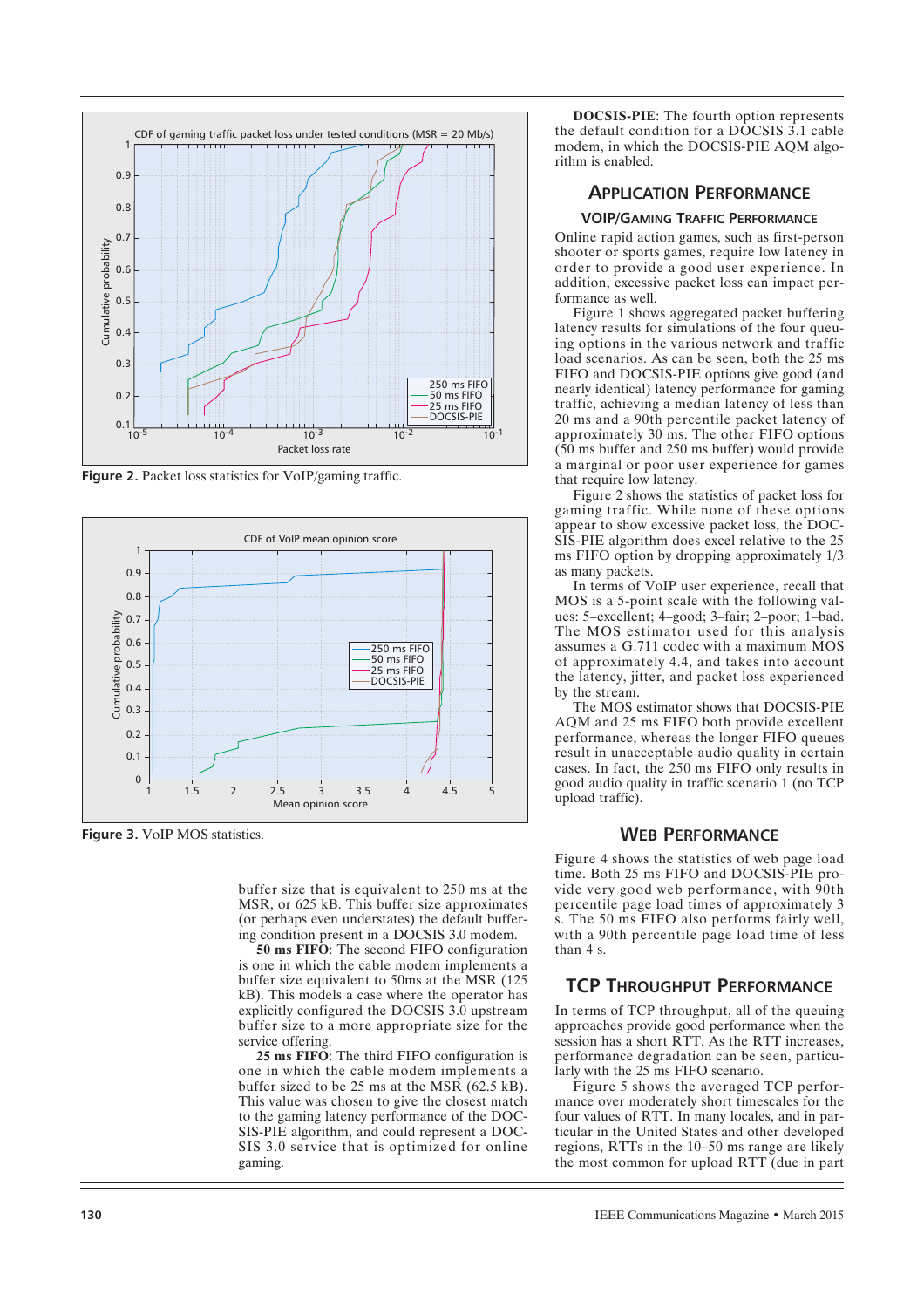Figure 2. Packet loss statistics for VoIP/gaming traffic.

Figure 3. VoIP MOS statistics.

buffer size that is equivalent to 250 ms at the MSR, or 625 kB. This buffer size approximates (or perhaps even understates) the default buffering condition present in a DOCSIS 3.0 modem.

**50 ms FIFO**: The second FIFO configuration is one in which the cable modem implements a buffer size equivalent to 50ms at the MSR (125 kB). This models a case where the operator has explicitly configured the DOCSIS 3.0 upstream buffer size to a more appropriate size for the service offering.

**25 ms FIFO**: The third FIFO configuration is one in which the cable modem implements a buffer sized to be 25 ms at the MSR (62.5 kB). This value was chosen to give the closest match to the gaming latency performance of the DOCSIS-PIE algorithm, and could represent a DOCSIS 3.0 service that is optimized for online gaming.

**DOCSIS-PIE**: The fourth option represents the default condition for a DOCSIS 3.1 cable modem, in which the DOCSIS-PIE AQM algorithm is enabled.

## Application Performance

### VoIP/Gaming Traffic Performance

Online rapid action games, such as first-person shooter or sports games, require low latency in order to provide a good user experience. In addition, excessive packet loss can impact performance as well.

Figure 1 shows aggregated packet buffering latency results for simulations of the four queuing options in the various network and traffic load scenarios. As can be seen, both the 25 ms FIFO and DOCSIS-PIE options give good (and nearly identical) latency performance for gaming traffic, achieving a median latency of less than 20 ms and a 90th percentile packet latency of approximately 30 ms. The other FIFO options (50 ms buffer and 250 ms buffer) would provide a marginal or poor user experience for games that require low latency.

Figure 2 shows the statistics of packet loss for gaming traffic. While none of these options appear to show excessive packet loss, the DOCSIS-PIE algorithm does excel relative to the 25 ms FIFO option by dropping approximately 1/3 as many packets.

In terms of VoIP user experience, recall that MOS is a 5-point scale with the following values: 5–excellent; 4–good; 3–fair; 2–poor; 1–bad. The MOS estimator used for this analysis assumes a G.711 codec with a maximum MOS of approximately 4.4, and takes into account the latency, jitter, and packet loss experienced by the stream.

The MOS estimator shows that DOCSIS-PIE AQM and 25 ms FIFO both provide excellent performance, whereas the longer FIFO queues result in unacceptable audio quality in certain cases. In fact, the 250 ms FIFO only results in good audio quality in traffic scenario 1 (no TCP upload traffic).

## Web Performance

Figure 4 shows the statistics of web page load time. Both 25 ms FIFO and DOCSIS-PIE provide very good web performance, with 90th percentile page load times of approximately 3 s. The 50 ms FIFO also performs fairly well, with a 90th percentile page load time of less than 4 s.

## TCP Throughput Performance

In terms of TCP throughput, all of the queuing approaches provide good performance when the session has a short RTT. As the RTT increases, performance degradation can be seen, particularly with the 25 ms FIFO scenario.

Figure 5 shows the averaged TCP performance over moderately short timescales for the four values of RTT. In many locales, and in particular in the United States and other developed regions, RTTs in the 10–50 ms range are likely the most common for upload RTT (due in part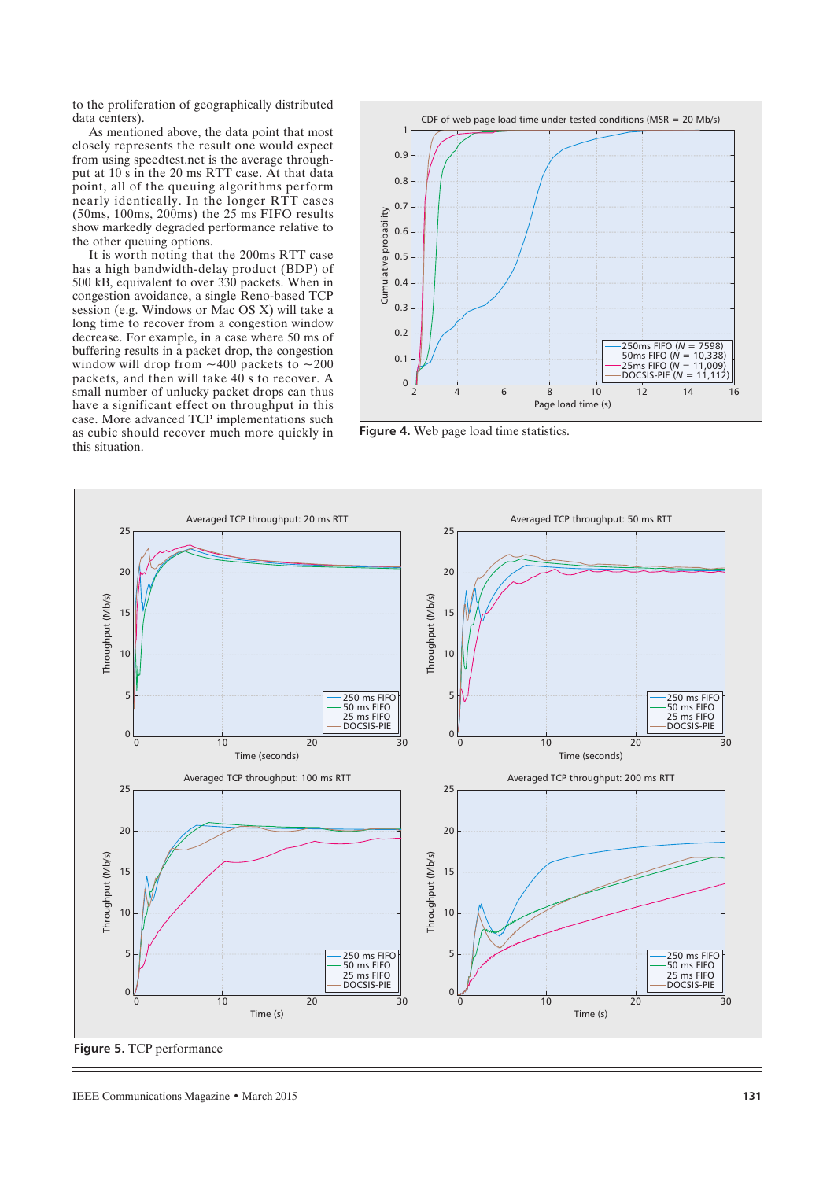to the proliferation of geographically distributed data centers).

As mentioned above, the data point that most closely represents the result one would expect from using speedtest.net is the average throughput at 10 s in the 20 ms RTT case. At that data point, all of the queuing algorithms perform nearly identically. In the longer RTT cases (50ms, 100ms, 200ms) the 25 ms FIFO results show markedly degraded performance relative to the other queuing options.

It is worth noting that the 200ms RTT case has a high bandwidth-delay product (BDP) of 500 kB, equivalent to over 330 packets. When in congestion avoidance, a single Reno-based TCP session (e.g. Windows or Mac OS X) will take a long time to recover from a congestion window decrease. For example, in a case where 50 ms of buffering results in a packet drop, the congestion window will drop from ~400 packets to ~200 packets, and then will take 40 s to recover. A small number of unlucky packet drops can thus have a significant effect on throughput in this case. More advanced TCP implementations such as cubic should recover much more quickly in this situation.

**Figure 4.** Web page load time statistics.

**Figure 5.** TCP performance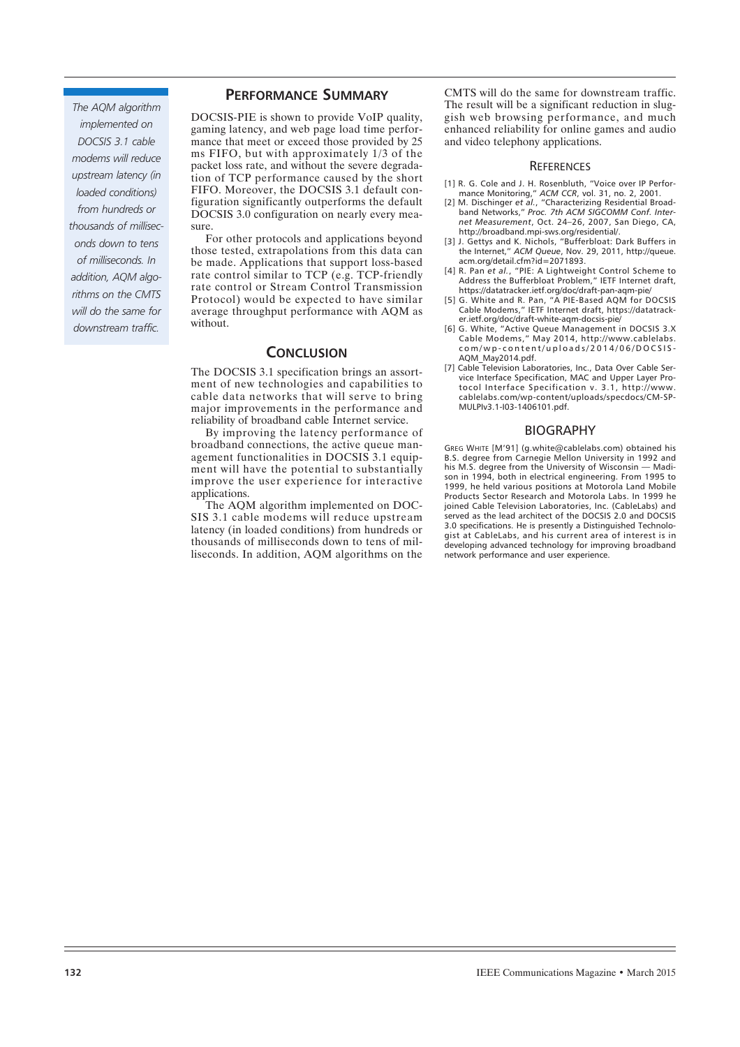> *The AQM algorithm implemented on DOCSIS 3.1 cable modems will reduce upstream latency (in loaded conditions) from hundreds or thousands of milliseconds down to tens of milliseconds. In addition, AQM algorithms on the CMTS will do the same for downstream traffic.*

## PERFORMANCE SUMMARY

DOCSIS-PIE is shown to provide VoIP quality, gaming latency, and web page load time performance that meet or exceed those provided by 25 ms FIFO, but with approximately 1/3 of the packet loss rate, and without the severe degradation of TCP performance caused by the short FIFO. Moreover, the DOCSIS 3.1 default configuration significantly outperforms the default DOCSIS 3.0 configuration on nearly every measure.

For other protocols and applications beyond those tested, extrapolations from this data can be made. Applications that support loss-based rate control similar to TCP (e.g. TCP-friendly rate control or Stream Control Transmission Protocol) would be expected to have similar average throughput performance with AQM as without.

## CONCLUSION

The DOCSIS 3.1 specification brings an assortment of new technologies and capabilities to cable data networks that will serve to bring major improvements in the performance and reliability of broadband cable Internet service.

By improving the latency performance of broadband connections, the active queue management functionalities in DOCSIS 3.1 equipment will have the potential to substantially improve the user experience for interactive applications.

The AQM algorithm implemented on DOCSIS 3.1 cable modems will reduce upstream latency (in loaded conditions) from hundreds or thousands of milliseconds down to tens of milliseconds. In addition, AQM algorithms on the CMTS will do the same for downstream traffic. The result will be a significant reduction in sluggish web browsing performance, and much enhanced reliability for online games and audio and video telephony applications.

## REFERENCES

[1] R. G. Cole and J. H. Rosenbluth, "Voice over IP Performance Monitoring," *ACM CCR*, vol. 31, no. 2, 2001.

[2] M. Dischinger *et al.*, "Characterizing Residential Broadband Networks," *Proc. 7th ACM SIGCOMM Conf. Internet Measurement*, Oct. 24–26, 2007, San Diego, CA, http://broadband.mpi-sws.org/residential/.

[3] J. Gettys and K. Nichols, "Bufferbloat: Dark Buffers in the Internet," *ACM Queue*, Nov. 29, 2011, http://queue.acm.org/detail.cfm?id=2071893.

[4] R. Pan *et al.*, "PIE: A Lightweight Control Scheme to Address the Bufferbloat Problem," IETF Internet draft, https://datatracker.ietf.org/doc/draft-pan-aqm-pie/

[5] G. White and R. Pan, "A PIE-Based AQM for DOCSIS Cable Modems," IETF Internet draft, https://datatracker.ietf.org/doc/draft-white-aqm-docsis-pie/

[6] G. White, "Active Queue Management in DOCSIS 3.X Cable Modems," May 2014, http://www.cablelabs.com/wp-content/uploads/2014/06/DOCSIS-AQM_May2014.pdf.

[7] Cable Television Laboratories, Inc., Data Over Cable Service Interface Specification, MAC and Upper Layer Protocol Interface Specification v. 3.1, http://www.cablelabs.com/wp-content/uploads/specdocs/CM-SP-MULPIv3.1-I03-1406101.pdf.

## BIOGRAPHY

GREG WHITE [M'91] (g.white@cablelabs.com) obtained his B.S. degree from Carnegie Mellon University in 1992 and his M.S. degree from the University of Wisconsin — Madison in 1994, both in electrical engineering. From 1995 to 1999, he held various positions at Motorola Land Mobile Products Sector Research and Motorola Labs. In 1999 he joined Cable Television Laboratories, Inc. (CableLabs) and served as the lead architect of the DOCSIS 2.0 and DOCSIS 3.0 specifications. He is presently a Distinguished Technologist at CableLabs, and his current area of interest is in developing advanced technology for improving broadband network performance and user experience.